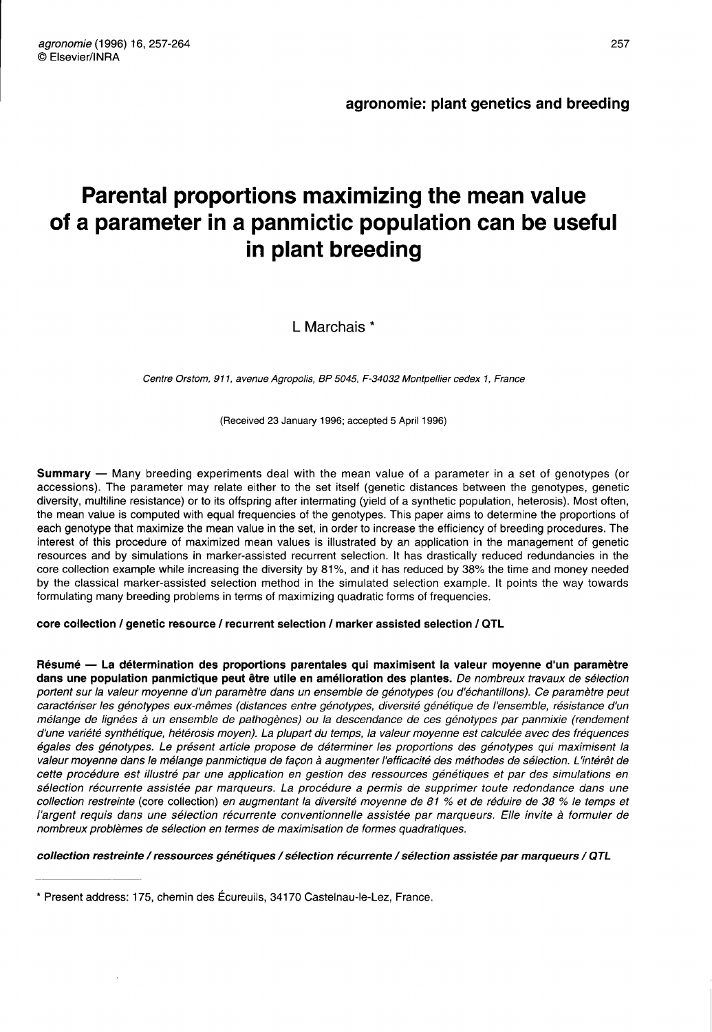**agronomie: plant genetics and breeding**

# Parental proportions maximizing the mean value of a parameter in a panmictic population can be useful in plant breeding

L Marchais *

*Centre Orstom, 911, avenue Agropolis, BP 5045, F-34032 Montpellier cedex 1, France*

(Received 23 January 1996; accepted 5 April 1996)

**Summary** — Many breeding experiments deal with the mean value of a parameter in a set of genotypes (or accessions). The parameter may relate either to the set itself (genetic distances between the genotypes, genetic diversity, multiline resistance) or to its offspring after intermating (yield of a synthetic population, heterosis). Most often, the mean value is computed with equal frequencies of the genotypes. This paper aims to determine the proportions of each genotype that maximize the mean value in the set, in order to increase the efficiency of breeding procedures. The interest of this procedure of maximized mean values is illustrated by an application in the management of genetic resources and by simulations in marker-assisted recurrent selection. It has drastically reduced redundancies in the core collection example while increasing the diversity by 81%, and it has reduced by 38% the time and money needed by the classical marker-assisted selection method in the simulated selection example. It points the way towards formulating many breeding problems in terms of maximizing quadratic forms of frequencies.

**core collection / genetic resource / recurrent selection / marker assisted selection / QTL**

**Résumé — La détermination des proportions parentales qui maximisent la valeur moyenne d'un paramètre dans une population panmictique peut être utile en amélioration des plantes.** *De nombreux travaux de sélection portent sur la valeur moyenne d'un paramètre dans un ensemble de génotypes (ou d'échantillons). Ce paramètre peut caractériser les génotypes eux-mêmes (distances entre génotypes, diversité génétique de l'ensemble, résistance d'un mélange de lignées à un ensemble de pathogènes) ou la descendance de ces génotypes par panmixie (rendement d'une variété synthétique, hétérosis moyen). La plupart du temps, la valeur moyenne est calculée avec des fréquences égales des génotypes. Le présent article propose de déterminer les proportions des génotypes qui maximisent la valeur moyenne dans le mélange panmictique de façon à augmenter l'efficacité des méthodes de sélection. L'intérêt de cette procédure est illustré par une application en gestion des ressources génétiques et par des simulations en sélection récurrente assistée par marqueurs. La procédure a permis de supprimer toute redondance dans une collection restreinte* (core collection) *en augmentant la diversité moyenne de 81 % et de réduire de 38 % le temps et l'argent requis dans une sélection récurrente conventionnelle assistée par marqueurs. Elle invite à formuler de nombreux problèmes de sélection en termes de maximisation de formes quadratiques.*

***collection restreinte / ressources génétiques / sélection récurrente / sélection assistée par marqueurs / QTL***

---

* Present address: 175, chemin des Écureuils, 34170 Castelnau-le-Lez, France.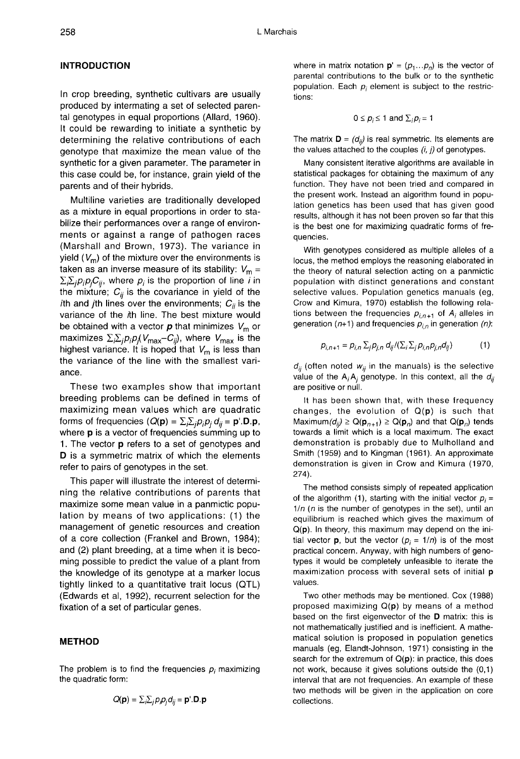## INTRODUCTION

In crop breeding, synthetic cultivars are usually produced by intermating a set of selected parental genotypes in equal proportions (Allard, 1960). It could be rewarding to initiate a synthetic by determining the relative contributions of each genotype that maximize the mean value of the synthetic for a given parameter. The parameter in this case could be, for instance, grain yield of the parents and of their hybrids.

Multiline varieties are traditionally developed as a mixture in equal proportions in order to stabilize their performances over a range of environments or against a range of pathogen races (Marshall and Brown, 1973). The variance in yield ($V_m$) of the mixture over the environments is taken as an inverse measure of its stability: $V_m = \Sigma_i\Sigma_j p_i p_j C_{ij}$, where $p_i$ is the proportion of line $i$ in the mixture; $C_{ij}$ is the covariance in yield of the $i$th and $j$th lines over the environments; $C_{ii}$ is the variance of the $i$th line. The best mixture would be obtained with a vector $\mathbf{p}$ that minimizes $V_m$ or maximizes $\Sigma_i\Sigma_j p_i p_j (V_{max} - C_{ij})$, where $V_{max}$ is the highest variance. It is hoped that $V_m$ is less than the variance of the line with the smallest variance.

These two examples show that important breeding problems can be defined in terms of maximizing mean values which are quadratic forms of frequencies ($Q(\mathbf{p}) = \Sigma_i\Sigma_j p_i p_j d_{ij} = \mathbf{p}'.\mathbf{D}.\mathbf{p}$, where $\mathbf{p}$ is a vector of frequencies summing up to 1. The vector $\mathbf{p}$ refers to a set of genotypes and $\mathbf{D}$ is a symmetric matrix of which the elements refer to pairs of genotypes in the set.

This paper will illustrate the interest of determining the relative contributions of parents that maximize some mean value in a panmictic population by means of two applications: (1) the management of genetic resources and creation of a core collection (Frankel and Brown, 1984); and (2) plant breeding, at a time when it is becoming possible to predict the value of a plant from the knowledge of its genotype at a marker locus tightly linked to a quantitative trait locus (QTL) (Edwards et al, 1992), recurrent selection for the fixation of a set of particular genes.

## METHOD

The problem is to find the frequencies $p_i$ maximizing the quadratic form:

$$Q(\mathbf{p}) = \Sigma_i\Sigma_j p_i p_j d_{ij} = \mathbf{p}'.\mathbf{D}.\mathbf{p}$$

where in matrix notation $\mathbf{p}' = (p_1 \ldots p_n)$ is the vector of parental contributions to the bulk or to the synthetic population. Each $p_i$ element is subject to the restrictions:

$$0 \leq p_i \leq 1 \text{ and } \Sigma_i p_i = 1$$

The matrix $\mathbf{D} = (d_{ij})$ is real symmetric. Its elements are the values attached to the couples $(i, j)$ of genotypes.

Many consistent iterative algorithms are available in statistical packages for obtaining the maximum of any function. They have not been tried and compared in the present work. Instead an algorithm found in population genetics has been used that has given good results, although it has not been proven so far that this is the best one for maximizing quadratic forms of frequencies.

With genotypes considered as multiple alleles of a locus, the method employs the reasoning elaborated in the theory of natural selection acting on a panmictic population with distinct generations and constant selective values. Population genetics manuals (eg, Crow and Kimura, 1970) establish the following relations between the frequencies $p_{i,n+1}$ of $A_i$ alleles in generation $(n+1)$ and frequencies $p_{i,n}$ in generation $(n)$:

$$p_{i,n+1} = p_{i,n} \, \Sigma_j p_{j,n} \, d_{ij} / (\Sigma_i \Sigma_j p_{i,n} p_{j,n} d_{ij}) \qquad (1)$$

$d_{ij}$ (often noted $w_{ij}$ in the manuals) is the selective value of the $A_iA_j$ genotype. In this context, all the $d_{ij}$ are positive or null.

It has been shown that, with these frequency changes, the evolution of $Q(\mathbf{p})$ is such that $\text{Maximum}(d_{ij}) \geq Q(\mathbf{p}_{n+1}) \geq Q(\mathbf{p}_n)$ and that $Q(\mathbf{p}_n)$ tends towards a limit which is a local maximum. The exact demonstration is probably due to Mulholland and Smith (1959) and to Kingman (1961). An approximate demonstration is given in Crow and Kimura (1970, 274).

The method consists simply of repeated application of the algorithm (1), starting with the initial vector $p_i = 1/n$ ($n$ is the number of genotypes in the set), until an equilibrium is reached which gives the maximum of $Q(\mathbf{p})$. In theory, this maximum may depend on the initial vector $\mathbf{p}$, but the vector ($p_i = 1/n$) is of the most practical concern. Anyway, with high numbers of genotypes it would be completely unfeasible to iterate the maximization process with several sets of initial $\mathbf{p}$ values.

Two other methods may be mentioned. Cox (1988) proposed maximizing $Q(\mathbf{p})$ by means of a method based on the first eigenvector of the $\mathbf{D}$ matrix: this is not mathematically justified and is inefficient. A mathematical solution is proposed in population genetics manuals (eg, Elandt-Johnson, 1971) consisting in the search for the extremum of $Q(\mathbf{p})$: in practice, this does not work, because it gives solutions outside the (0,1) interval that are not frequencies. An example of these two methods will be given in the application on core collections.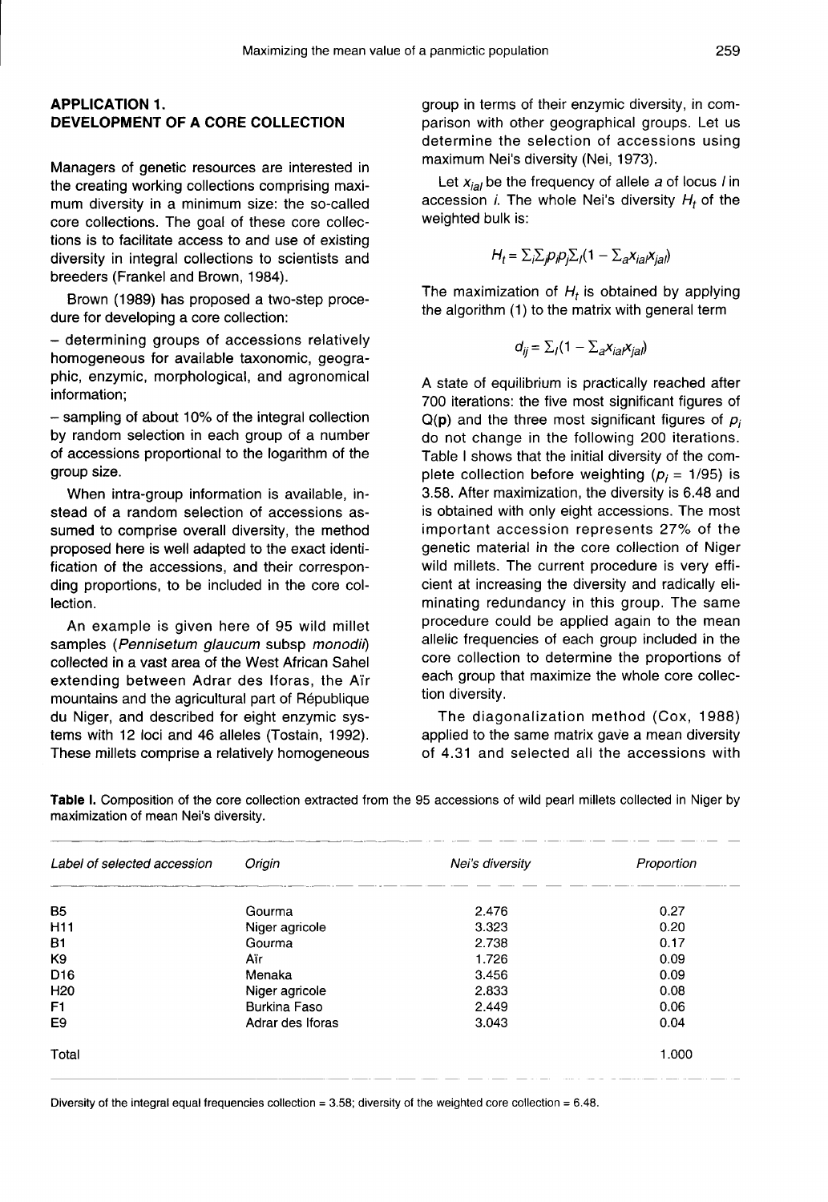## APPLICATION 1. DEVELOPMENT OF A CORE COLLECTION

Managers of genetic resources are interested in the creating working collections comprising maximum diversity in a minimum size: the so-called core collections. The goal of these core collections is to facilitate access to and use of existing diversity in integral collections to scientists and breeders (Frankel and Brown, 1984).

Brown (1989) has proposed a two-step procedure for developing a core collection:

– determining groups of accessions relatively homogeneous for available taxonomic, geographic, enzymic, morphological, and agronomical information;

– sampling of about 10% of the integral collection by random selection in each group of a number of accessions proportional to the logarithm of the group size.

When intra-group information is available, instead of a random selection of accessions assumed to comprise overall diversity, the method proposed here is well adapted to the exact identification of the accessions, and their corresponding proportions, to be included in the core collection.

An example is given here of 95 wild millet samples (*Pennisetum glaucum* subsp *monodii*) collected in a vast area of the West African Sahel extending between Adrar des Iforas, the Aïr mountains and the agricultural part of République du Niger, and described for eight enzymic systems with 12 loci and 46 alleles (Tostain, 1992). These millets comprise a relatively homogeneous group in terms of their enzymic diversity, in comparison with other geographical groups. Let us determine the selection of accessions using maximum Nei's diversity (Nei, 1973).

Let $x_{ial}$ be the frequency of allele $a$ of locus $l$ in accession $i$. The whole Nei's diversity $H_t$ of the weighted bulk is:

$$H_t = \Sigma_i \Sigma_j p_i p_j \Sigma_l (1 - \Sigma_a x_{ial} x_{jal})$$

The maximization of $H_t$ is obtained by applying the algorithm (1) to the matrix with general term

$$d_{ij} = \Sigma_l (1 - \Sigma_a x_{ial} x_{jal})$$

A state of equilibrium is practically reached after 700 iterations: the five most significant figures of $Q(\mathbf{p})$ and the three most significant figures of $p_i$ do not change in the following 200 iterations. Table I shows that the initial diversity of the complete collection before weighting ($p_i = 1/95$) is 3.58. After maximization, the diversity is 6.48 and is obtained with only eight accessions. The most important accession represents 27% of the genetic material in the core collection of Niger wild millets. The current procedure is very efficient at increasing the diversity and radically eliminating redundancy in this group. The same procedure could be applied again to the mean allelic frequencies of each group included in the core collection to determine the proportions of each group that maximize the whole core collection diversity.

The diagonalization method (Cox, 1988) applied to the same matrix gave a mean diversity of 4.31 and selected all the accessions with

**Table I.** Composition of the core collection extracted from the 95 accessions of wild pearl millets collected in Niger by maximization of mean Nei's diversity.

| *Label of selected accession* | *Origin* | *Nei's diversity* | *Proportion* |
|---|---|---|---|
| B5 | Gourma | 2.476 | 0.27 |
| H11 | Niger agricole | 3.323 | 0.20 |
| B1 | Gourma | 2.738 | 0.17 |
| K9 | Aïr | 1.726 | 0.09 |
| D16 | Menaka | 3.456 | 0.09 |
| H20 | Niger agricole | 2.833 | 0.08 |
| F1 | Burkina Faso | 2.449 | 0.06 |
| E9 | Adrar des Iforas | 3.043 | 0.04 |
| Total | | | 1.000 |

Diversity of the integral equal frequencies collection = 3.58; diversity of the weighted core collection = 6.48.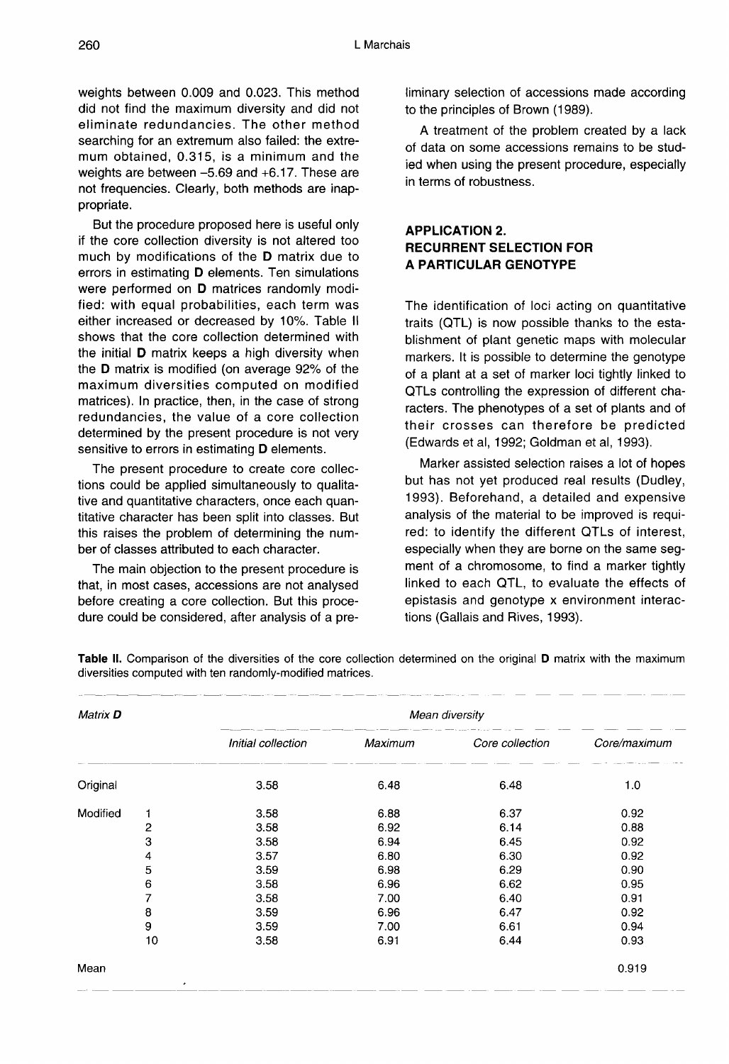weights between 0.009 and 0.023. This method did not find the maximum diversity and did not eliminate redundancies. The other method searching for an extremum also failed: the extremum obtained, 0.315, is a minimum and the weights are between −5.69 and +6.17. These are not frequencies. Clearly, both methods are inappropriate.

But the procedure proposed here is useful only if the core collection diversity is not altered too much by modifications of the **D** matrix due to errors in estimating **D** elements. Ten simulations were performed on **D** matrices randomly modified: with equal probabilities, each term was either increased or decreased by 10%. Table II shows that the core collection determined with the initial **D** matrix keeps a high diversity when the **D** matrix is modified (on average 92% of the maximum diversities computed on modified matrices). In practice, then, in the case of strong redundancies, the value of a core collection determined by the present procedure is not very sensitive to errors in estimating **D** elements.

The present procedure to create core collections could be applied simultaneously to qualitative and quantitative characters, once each quantitative character has been split into classes. But this raises the problem of determining the number of classes attributed to each character.

The main objection to the present procedure is that, in most cases, accessions are not analysed before creating a core collection. But this procedure could be considered, after analysis of a preliminary selection of accessions made according to the principles of Brown (1989).

A treatment of the problem created by a lack of data on some accessions remains to be studied when using the present procedure, especially in terms of robustness.

## APPLICATION 2. RECURRENT SELECTION FOR A PARTICULAR GENOTYPE

The identification of loci acting on quantitative traits (QTL) is now possible thanks to the establishment of plant genetic maps with molecular markers. It is possible to determine the genotype of a plant at a set of marker loci tightly linked to QTLs controlling the expression of different characters. The phenotypes of a set of plants and of their crosses can therefore be predicted (Edwards et al, 1992; Goldman et al, 1993).

Marker assisted selection raises a lot of hopes but has not yet produced real results (Dudley, 1993). Beforehand, a detailed and expensive analysis of the material to be improved is required: to identify the different QTLs of interest, especially when they are borne on the same segment of a chromosome, to find a marker tightly linked to each QTL, to evaluate the effects of epistasis and genotype x environment interactions (Gallais and Rives, 1993).

**Table II.** Comparison of the diversities of the core collection determined on the original **D** matrix with the maximum diversities computed with ten randomly-modified matrices.

| *Matrix* **D** | | *Mean diversity* | | | |
|---|---|---|---|---|---|
| | | *Initial collection* | *Maximum* | *Core collection* | *Core/maximum* |
| Original | | 3.58 | 6.48 | 6.48 | 1.0 |
| Modified | 1 | 3.58 | 6.88 | 6.37 | 0.92 |
| | 2 | 3.58 | 6.92 | 6.14 | 0.88 |
| | 3 | 3.58 | 6.94 | 6.45 | 0.92 |
| | 4 | 3.57 | 6.80 | 6.30 | 0.92 |
| | 5 | 3.59 | 6.98 | 6.29 | 0.90 |
| | 6 | 3.58 | 6.96 | 6.62 | 0.95 |
| | 7 | 3.58 | 7.00 | 6.40 | 0.91 |
| | 8 | 3.59 | 6.96 | 6.47 | 0.92 |
| | 9 | 3.59 | 7.00 | 6.61 | 0.94 |
| | 10 | 3.58 | 6.91 | 6.44 | 0.93 |
| Mean | | | | | 0.919 |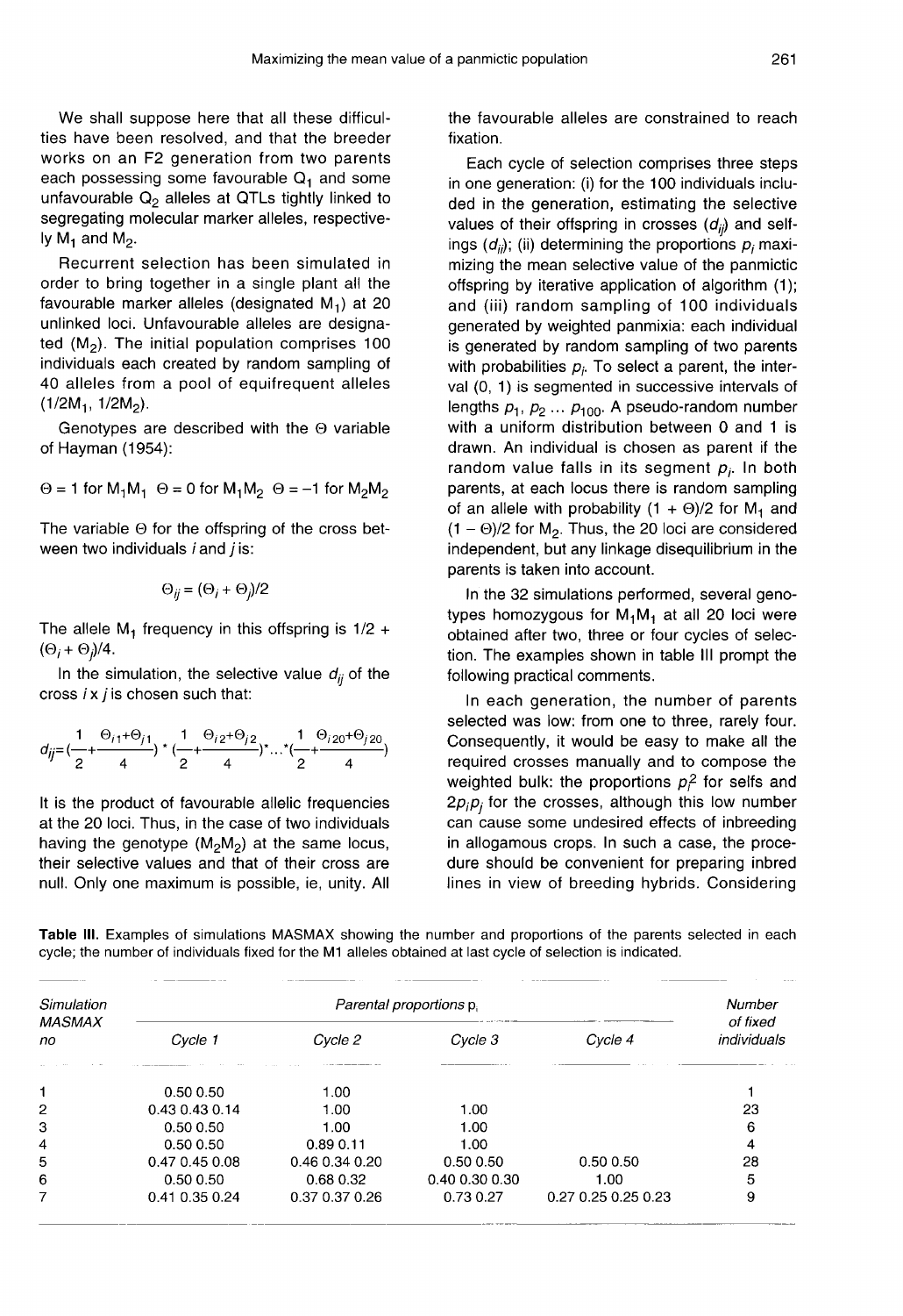We shall suppose here that all these difficulties have been resolved, and that the breeder works on an F2 generation from two parents each possessing some favourable $Q_1$ and some unfavourable $Q_2$ alleles at QTLs tightly linked to segregating molecular marker alleles, respectively $M_1$ and $M_2$.

Recurrent selection has been simulated in order to bring together in a single plant all the favourable marker alleles (designated $M_1$) at 20 unlinked loci. Unfavourable alleles are designated ($M_2$). The initial population comprises 100 individuals each created by random sampling of 40 alleles from a pool of equifrequent alleles ($1/2M_1$, $1/2M_2$).

Genotypes are described with the $\Theta$ variable of Hayman (1954):

$$\Theta = 1 \text{ for } M_1M_1 \quad \Theta = 0 \text{ for } M_1M_2 \quad \Theta = -1 \text{ for } M_2M_2$$

The variable $\Theta$ for the offspring of the cross between two individuals $i$ and $j$ is:

$$\Theta_{ij} = (\Theta_i + \Theta_j)/2$$

The allele $M_1$ frequency in this offspring is $1/2 + (\Theta_i + \Theta_j)/4$.

In the simulation, the selective value $d_{ij}$ of the cross $i \times j$ is chosen such that:

$$d_{ij} = \left(\frac{1}{2} + \frac{\Theta_{i1}+\Theta_{j1}}{4}\right) * \left(\frac{1}{2} + \frac{\Theta_{i2}+\Theta_{j2}}{4}\right) * \ldots * \left(\frac{1}{2} + \frac{\Theta_{i20}+\Theta_{j20}}{4}\right)$$

It is the product of favourable allelic frequencies at the 20 loci. Thus, in the case of two individuals having the genotype ($M_2M_2$) at the same locus, their selective values and that of their cross are null. Only one maximum is possible, ie, unity. All the favourable alleles are constrained to reach fixation.

Each cycle of selection comprises three steps in one generation: (i) for the 100 individuals included in the generation, estimating the selective values of their offspring in crosses ($d_{ij}$) and selfings ($d_{ii}$); (ii) determining the proportions $p_i$ maximizing the mean selective value of the panmictic offspring by iterative application of algorithm (1); and (iii) random sampling of 100 individuals generated by weighted panmixia: each individual is generated by random sampling of two parents with probabilities $p_i$. To select a parent, the interval (0, 1) is segmented in successive intervals of lengths $p_1$, $p_2$ ... $p_{100}$. A pseudo-random number with a uniform distribution between 0 and 1 is drawn. An individual is chosen as parent if the random value falls in its segment $p_i$. In both parents, at each locus there is random sampling of an allele with probability $(1 + \Theta)/2$ for $M_1$ and $(1 - \Theta)/2$ for $M_2$. Thus, the 20 loci are considered independent, but any linkage disequilibrium in the parents is taken into account.

In the 32 simulations performed, several genotypes homozygous for $M_1M_1$ at all 20 loci were obtained after two, three or four cycles of selection. The examples shown in table III prompt the following practical comments.

In each generation, the number of parents selected was low: from one to three, rarely four. Consequently, it would be easy to make all the required crosses manually and to compose the weighted bulk: the proportions $p_i^2$ for selfs and $2p_ip_j$ for the crosses, although this low number can cause some undesired effects of inbreeding in allogamous crops. In such a case, the procedure should be convenient for preparing inbred lines in view of breeding hybrids. Considering

**Table III.** Examples of simulations MASMAX showing the number and proportions of the parents selected in each cycle; the number of individuals fixed for the M1 alleles obtained at last cycle of selection is indicated.

| Simulation MASMAX no | Parental proportions $p_i$ | | | | Number of fixed individuals |
|---|---|---|---|---|---|
| | Cycle 1 | Cycle 2 | Cycle 3 | Cycle 4 | |
| 1 | 0.50 0.50 | 1.00 | | | 1 |
| 2 | 0.43 0.43 0.14 | 1.00 | 1.00 | | 23 |
| 3 | 0.50 0.50 | 1.00 | 1.00 | | 6 |
| 4 | 0.50 0.50 | 0.89 0.11 | 1.00 | | 4 |
| 5 | 0.47 0.45 0.08 | 0.46 0.34 0.20 | 0.50 0.50 | 0.50 0.50 | 28 |
| 6 | 0.50 0.50 | 0.68 0.32 | 0.40 0.30 0.30 | 1.00 | 5 |
| 7 | 0.41 0.35 0.24 | 0.37 0.37 0.26 | 0.73 0.27 | 0.27 0.25 0.25 0.23 | 9 |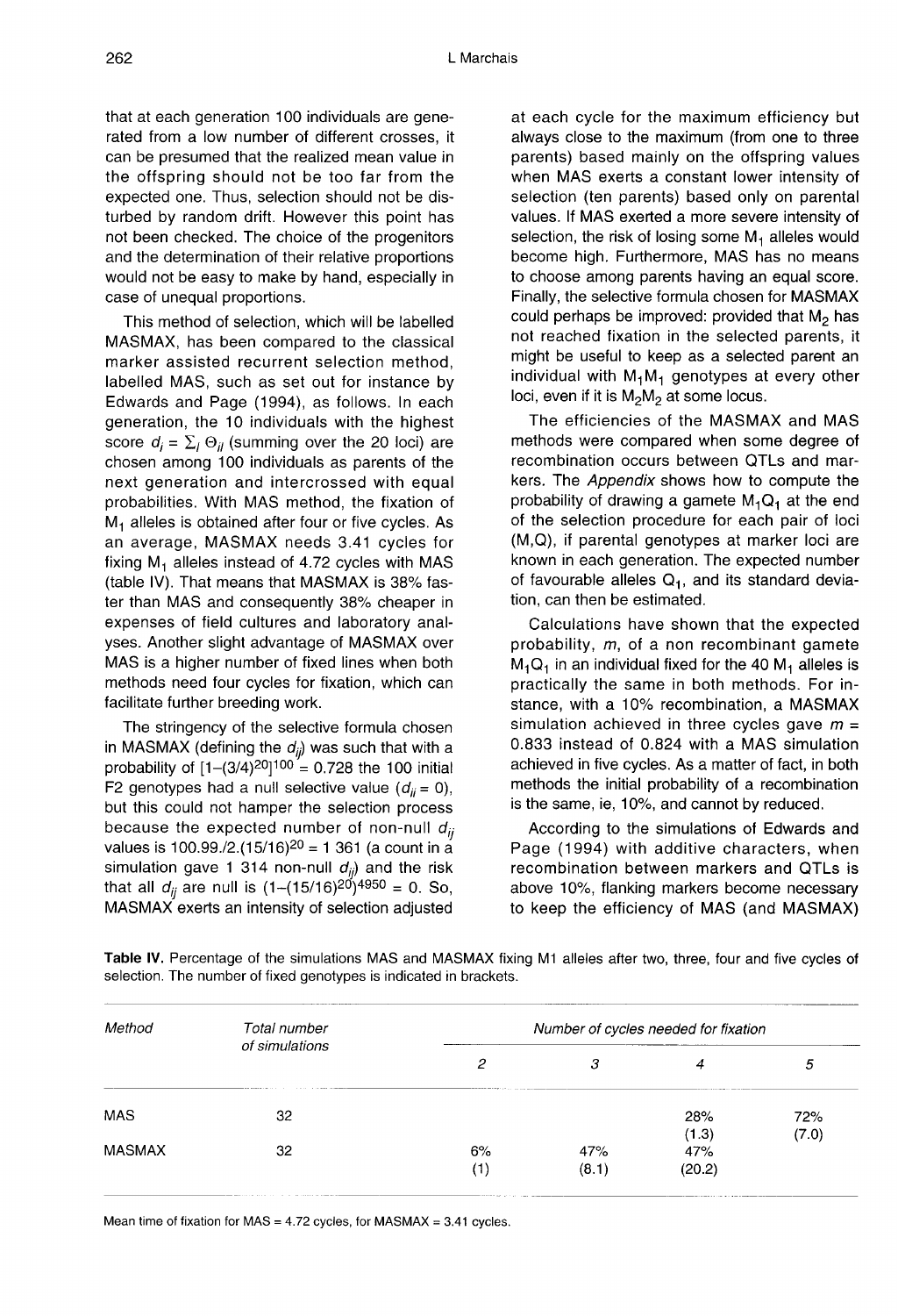that at each generation 100 individuals are generated from a low number of different crosses, it can be presumed that the realized mean value in the offspring should not be too far from the expected one. Thus, selection should not be disturbed by random drift. However this point has not been checked. The choice of the progenitors and the determination of their relative proportions would not be easy to make by hand, especially in case of unequal proportions.

This method of selection, which will be labelled MASMAX, has been compared to the classical marker assisted recurrent selection method, labelled MAS, such as set out for instance by Edwards and Page (1994), as follows. In each generation, the 10 individuals with the highest score $d_i = \Sigma_l \Theta_{il}$ (summing over the 20 loci) are chosen among 100 individuals as parents of the next generation and intercrossed with equal probabilities. With MAS method, the fixation of $M_1$ alleles is obtained after four or five cycles. As an average, MASMAX needs 3.41 cycles for fixing $M_1$ alleles instead of 4.72 cycles with MAS (table IV). That means that MASMAX is 38% faster than MAS and consequently 38% cheaper in expenses of field cultures and laboratory analyses. Another slight advantage of MASMAX over MAS is a higher number of fixed lines when both methods need four cycles for fixation, which can facilitate further breeding work.

The stringency of the selective formula chosen in MASMAX (defining the $d_{ij}$) was such that with a probability of $[1-(3/4)^{20}]^{100} = 0.728$ the 100 initial F2 genotypes had a null selective value ($d_{ij} = 0$), but this could not hamper the selection process because the expected number of non-null $d_{ij}$ values is $100.99./2.(15/16)^{20} = 1\,361$ (a count in a simulation gave 1 314 non-null $d_{ij}$) and the risk that all $d_{ij}$ are null is $(1-(15/16)^{20})^{4950} = 0$. So, MASMAX exerts an intensity of selection adjusted at each cycle for the maximum efficiency but always close to the maximum (from one to three parents) based mainly on the offspring values when MAS exerts a constant lower intensity of selection (ten parents) based only on parental values. If MAS exerted a more severe intensity of selection, the risk of losing some $M_1$ alleles would become high. Furthermore, MAS has no means to choose among parents having an equal score. Finally, the selective formula chosen for MASMAX could perhaps be improved: provided that $M_2$ has not reached fixation in the selected parents, it might be useful to keep as a selected parent an individual with $M_1M_1$ genotypes at every other loci, even if it is $M_2M_2$ at some locus.

The efficiencies of the MASMAX and MAS methods were compared when some degree of recombination occurs between QTLs and markers. The *Appendix* shows how to compute the probability of drawing a gamete $M_1Q_1$ at the end of the selection procedure for each pair of loci (M,Q), if parental genotypes at marker loci are known in each generation. The expected number of favourable alleles $Q_1$, and its standard deviation, can then be estimated.

Calculations have shown that the expected probability, $m$, of a non recombinant gamete $M_1Q_1$ in an individual fixed for the 40 $M_1$ alleles is practically the same in both methods. For instance, with a 10% recombination, a MASMAX simulation achieved in three cycles gave $m = 0.833$ instead of 0.824 with a MAS simulation achieved in five cycles. As a matter of fact, in both methods the initial probability of a recombination is the same, ie, 10%, and cannot by reduced.

According to the simulations of Edwards and Page (1994) with additive characters, when recombination between markers and QTLs is above 10%, flanking markers become necessary to keep the efficiency of MAS (and MASMAX)

**Table IV.** Percentage of the simulations MAS and MASMAX fixing M1 alleles after two, three, four and five cycles of selection. The number of fixed genotypes is indicated in brackets.

| *Method* | *Total number of simulations* | *Number of cycles needed for fixation* | | | |
|---|---|---|---|---|---|
| | | *2* | *3* | *4* | *5* |
| MAS | 32 | | | 28% (1.3) | 72% (7.0) |
| MASMAX | 32 | 6% (1) | 47% (8.1) | 47% (20.2) | |

Mean time of fixation for MAS = 4.72 cycles, for MASMAX = 3.41 cycles.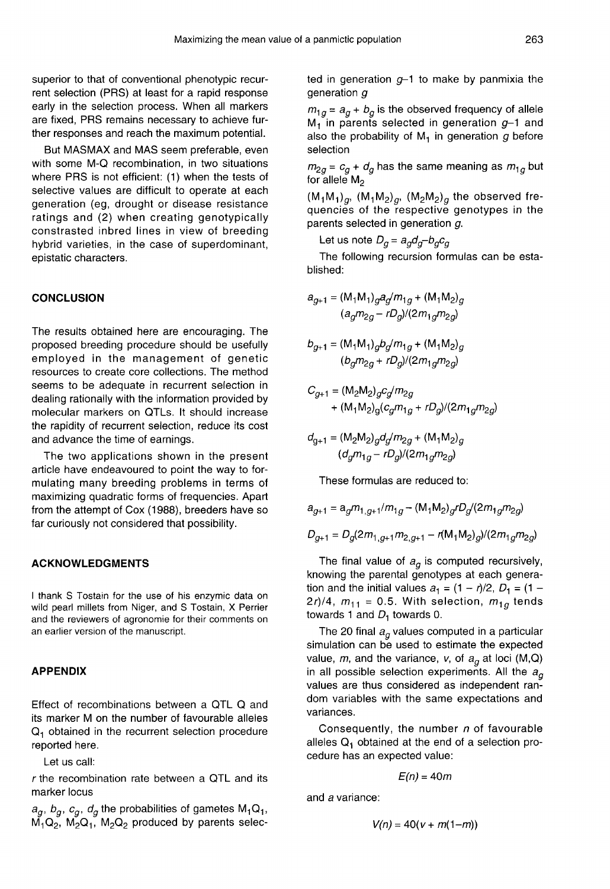superior to that of conventional phenotypic recurrent selection (PRS) at least for a rapid response early in the selection process. When all markers are fixed, PRS remains necessary to achieve further responses and reach the maximum potential.

But MASMAX and MAS seem preferable, even with some M-Q recombination, in two situations where PRS is not efficient: (1) when the tests of selective values are difficult to operate at each generation (eg, drought or disease resistance ratings and (2) when creating genotypically constrasted inbred lines in view of breeding hybrid varieties, in the case of superdominant, epistatic characters.

## CONCLUSION

The results obtained here are encouraging. The proposed breeding procedure should be usefully employed in the management of genetic resources to create core collections. The method seems to be adequate in recurrent selection in dealing rationally with the information provided by molecular markers on QTLs. It should increase the rapidity of recurrent selection, reduce its cost and advance the time of earnings.

The two applications shown in the present article have endeavoured to point the way to formulating many breeding problems in terms of maximizing quadratic forms of frequencies. Apart from the attempt of Cox (1988), breeders have so far curiously not considered that possibility.

## ACKNOWLEDGMENTS

I thank S Tostain for the use of his enzymic data on wild pearl millets from Niger, and S Tostain, X Perrier and the reviewers of agronomie for their comments on an earlier version of the manuscript.

## APPENDIX

Effect of recombinations between a QTL Q and its marker M on the number of favourable alleles $Q_1$ obtained in the recurrent selection procedure reported here.

Let us call:

$r$ the recombination rate between a QTL and its marker locus

$a_g$, $b_g$, $c_g$, $d_g$ the probabilities of gametes $M_1Q_1$, $M_1Q_2$, $M_2Q_1$, $M_2Q_2$ produced by parents selected in generation $g$–1 to make by panmixia the generation $g$

$m_{1g} = a_g + b_g$ is the observed frequency of allele $M_1$ in parents selected in generation $g$–1 and also the probability of $M_1$ in generation $g$ before selection

$m_{2g} = c_g + d_g$ has the same meaning as $m_{1g}$ but for allele $M_2$

$(M_1M_1)_g$, $(M_1M_2)_g$, $(M_2M_2)_g$ the observed frequencies of the respective genotypes in the parents selected in generation $g$.

Let us note $D_g = a_gd_g - b_gc_g$

The following recursion formulas can be established:

$$a_{g+1} = (M_1M_1)_g a_g/m_{1g} + (M_1M_2)_g (a_g m_{2g} - rD_g)/(2m_{1g}m_{2g})$$

$$b_{g+1} = (M_1M_1)_g b_g/m_{1g} + (M_1M_2)_g (b_g m_{2g} + rD_g)/(2m_{1g}m_{2g})$$

$$c_{g+1} = (M_2M_2)_g c_g/m_{2g} + (M_1M_2)_g (c_g m_{1g} + rD_g)/(2m_{1g}m_{2g})$$

$$d_{g+1} = (M_2M_2)_g d_g/m_{2g} + (M_1M_2)_g (d_g m_{1g} - rD_g)/(2m_{1g}m_{2g})$$

These formulas are reduced to:

$$a_{g+1} = a_g m_{1,g+1}/m_{1g} - (M_1M_2)_g rD_g/(2m_{1g}m_{2g})$$

$$D_{g+1} = D_g(2m_{1,g+1}m_{2,g+1} - r(M_1M_2)_g)/(2m_{1g}m_{2g})$$

The final value of $a_g$ is computed recursively, knowing the parental genotypes at each generation and the initial values $a_1 = (1 - r)/2$, $D_1 = (1 - 2r)/4$, $m_{11} = 0.5$. With selection, $m_{1g}$ tends towards 1 and $D_1$ towards 0.

The 20 final $a_g$ values computed in a particular simulation can be used to estimate the expected value, $m$, and the variance, $v$, of $a_g$ at loci (M,Q) in all possible selection experiments. All the $a_g$ values are thus considered as independent random variables with the same expectations and variances.

Consequently, the number $n$ of favourable alleles $Q_1$ obtained at the end of a selection procedure has an expected value:

$$E(n) = 40m$$

and a variance:

$$V(n) = 40(v + m(1-m))$$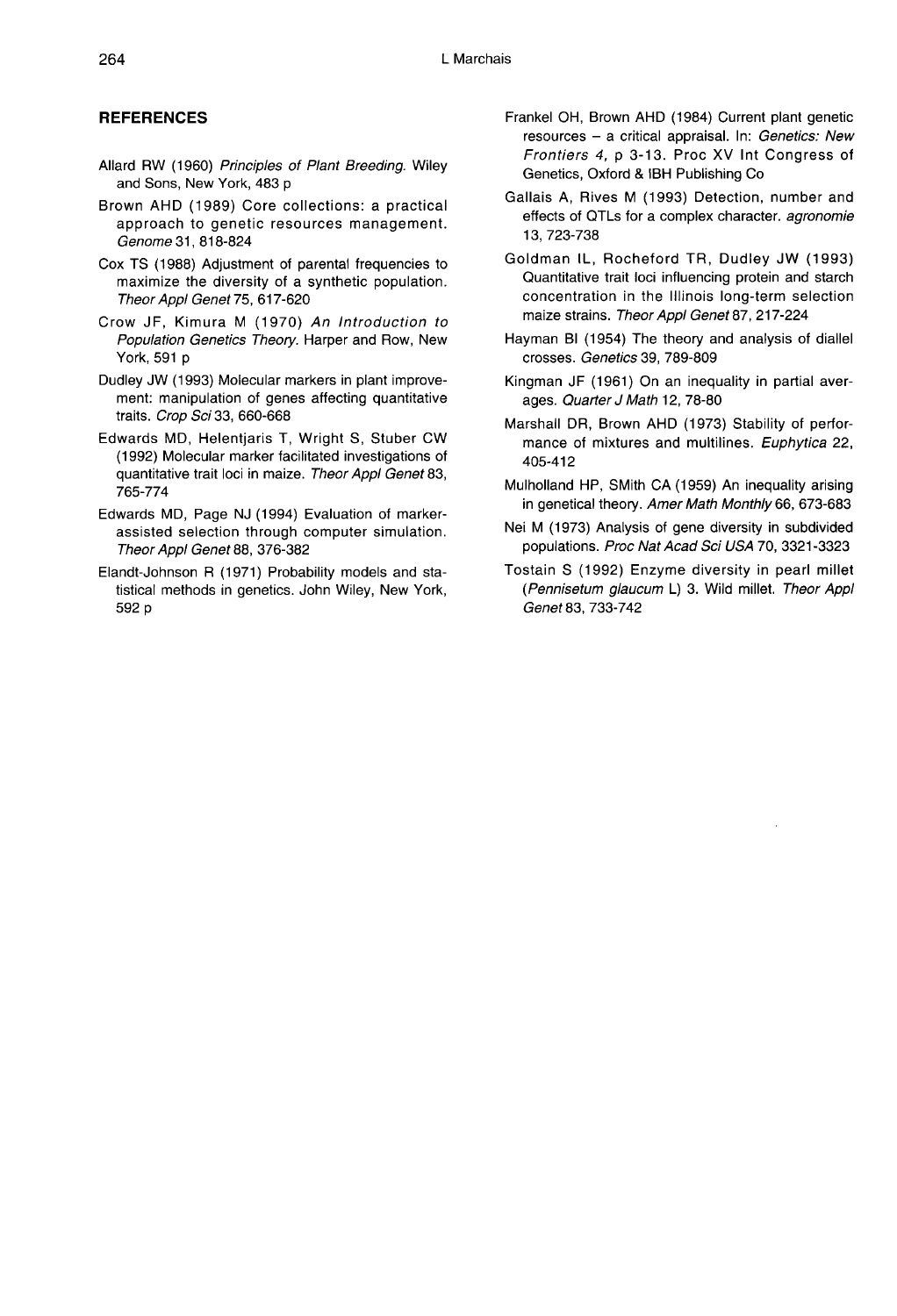## REFERENCES

Allard RW (1960) *Principles of Plant Breeding.* Wiley and Sons, New York, 483 p

Brown AHD (1989) Core collections: a practical approach to genetic resources management. *Genome* 31, 818-824

Cox TS (1988) Adjustment of parental frequencies to maximize the diversity of a synthetic population. *Theor Appl Genet* 75, 617-620

Crow JF, Kimura M (1970) *An Introduction to Population Genetics Theory.* Harper and Row, New York, 591 p

Dudley JW (1993) Molecular markers in plant improvement: manipulation of genes affecting quantitative traits. *Crop Sci* 33, 660-668

Edwards MD, Helentjaris T, Wright S, Stuber CW (1992) Molecular marker facilitated investigations of quantitative trait loci in maize. *Theor Appl Genet* 83, 765-774

Edwards MD, Page NJ (1994) Evaluation of marker-assisted selection through computer simulation. *Theor Appl Genet* 88, 376-382

Elandt-Johnson R (1971) Probability models and statistical methods in genetics. John Wiley, New York, 592 p

Frankel OH, Brown AHD (1984) Current plant genetic resources – a critical appraisal. In: *Genetics: New Frontiers 4,* p 3-13. Proc XV Int Congress of Genetics, Oxford & IBH Publishing Co

Gallais A, Rives M (1993) Detection, number and effects of QTLs for a complex character. *agronomie* 13, 723-738

Goldman IL, Rocheford TR, Dudley JW (1993) Quantitative trait loci influencing protein and starch concentration in the Illinois long-term selection maize strains. *Theor Appl Genet* 87, 217-224

Hayman BI (1954) The theory and analysis of diallel crosses. *Genetics* 39, 789-809

Kingman JF (1961) On an inequality in partial averages. *Quarter J Math* 12, 78-80

Marshall DR, Brown AHD (1973) Stability of performance of mixtures and multilines. *Euphytica* 22, 405-412

Mulholland HP, SMith CA (1959) An inequality arising in genetical theory. *Amer Math Monthly* 66, 673-683

Nei M (1973) Analysis of gene diversity in subdivided populations. *Proc Nat Acad Sci USA* 70, 3321-3323

Tostain S (1992) Enzyme diversity in pearl millet (*Pennisetum glaucum* L) 3. Wild millet. *Theor Appl Genet* 83, 733-742